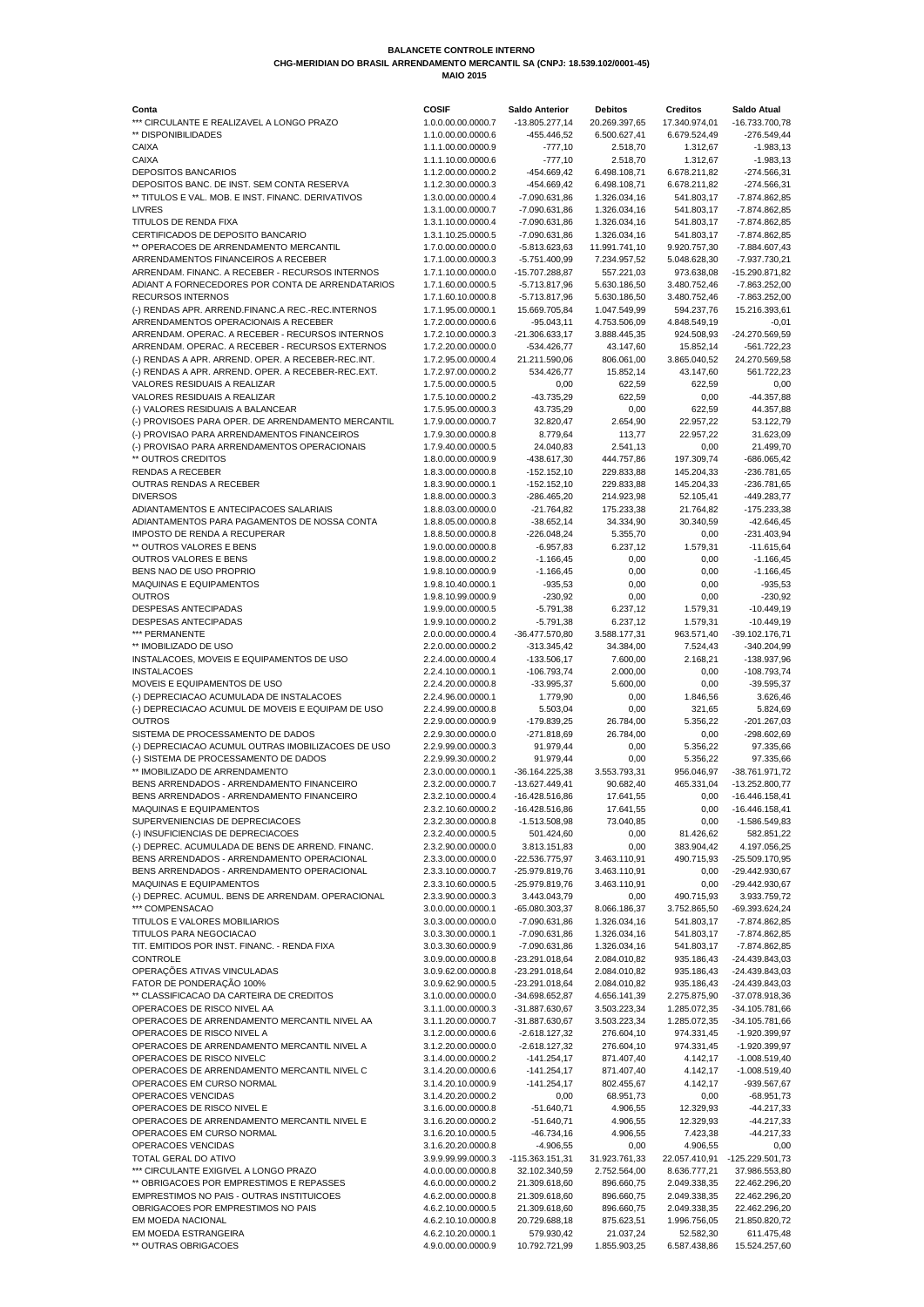**BALANCETE CONTROLE INTERNO**

**CHG-MERIDIAN DO BRASIL ARRENDAMENTO MERCANTIL SA (CNPJ: 18.539.102/0001-45)**

**MAIO 2015**

| Conta | COSIF | Saldo Anterior | Debitos | Creditos | Saldo Atual |
|---|---|---|---|---|---|
| *** CIRCULANTE E REALIZAVEL A LONGO PRAZO | 1.0.0.00.00.0000.7 | -13.805.277,14 | 20.269.397,65 | 17.340.974,01 | -16.733.700,78 |
| ** DISPONIBILIDADES | 1.1.0.00.00.0000.6 | -455.446,52 | 6.500.627,41 | 6.679.524,49 | -276.549,44 |
| CAIXA | 1.1.1.00.00.0000.9 | -777,10 | 2.518,70 | 1.312,67 | -1.983,13 |
| CAIXA | 1.1.1.10.00.0000.6 | -777,10 | 2.518,70 | 1.312,67 | -1.983,13 |
| DEPOSITOS BANCARIOS | 1.1.2.00.00.0000.2 | -454.669,42 | 6.498.108,71 | 6.678.211,82 | -274.566,31 |
| DEPOSITOS BANC. DE INST. SEM CONTA RESERVA | 1.1.2.30.00.0000.3 | -454.669,42 | 6.498.108,71 | 6.678.211,82 | -274.566,31 |
| ** TITULOS E VAL. MOB. E INST. FINANC. DERIVATIVOS | 1.3.0.00.00.0000.4 | -7.090.631,86 | 1.326.034,16 | 541.803,17 | -7.874.862,85 |
| LIVRES | 1.3.1.00.00.0000.7 | -7.090.631,86 | 1.326.034,16 | 541.803,17 | -7.874.862,85 |
| TITULOS DE RENDA FIXA | 1.3.1.10.00.0000.4 | -7.090.631,86 | 1.326.034,16 | 541.803,17 | -7.874.862,85 |
| CERTIFICADOS DE DEPOSITO BANCARIO | 1.3.1.10.25.0000.5 | -7.090.631,86 | 1.326.034,16 | 541.803,17 | -7.874.862,85 |
| ** OPERACOES DE ARRENDAMENTO MERCANTIL | 1.7.0.00.00.0000.0 | -5.813.623,63 | 11.991.741,10 | 9.920.757,30 | -7.884.607,43 |
| ARRENDAMENTOS FINANCEIROS A RECEBER | 1.7.1.00.00.0000.3 | -5.751.400,99 | 7.234.957,52 | 5.048.628,30 | -7.937.730,21 |
| ARRENDAM. FINANC. A RECEBER - RECURSOS INTERNOS | 1.7.1.10.00.0000.0 | -15.707.288,87 | 557.221,03 | 973.638,08 | -15.290.871,82 |
| ADIANT A FORNECEDORES POR CONTA DE ARRENDATARIOS | 1.7.1.60.00.0000.5 | -5.713.817,96 | 5.630.186,50 | 3.480.752,46 | -7.863.252,00 |
| RECURSOS INTERNOS | 1.7.1.60.10.0000.8 | -5.713.817,96 | 5.630.186,50 | 3.480.752,46 | -7.863.252,00 |
| (-) RENDAS APR. ARREND.FINANC.A REC.-REC.INTERNOS | 1.7.1.95.00.0000.1 | 15.669.705,84 | 1.047.549,99 | 594.237,76 | 15.216.393,61 |
| ARRENDAMENTOS OPERACIONAIS A RECEBER | 1.7.2.00.00.0000.6 | -95.043,11 | 4.753.506,09 | 4.848.549,19 | -0,01 |
| ARRENDAM. OPERAC. A RECEBER - RECURSOS INTERNOS | 1.7.2.10.00.0000.3 | -21.306.633,17 | 3.888.445,35 | 924.508,93 | -24.270.569,59 |
| ARRENDAM. OPERAC. A RECEBER - RECURSOS EXTERNOS | 1.7.2.20.00.0000.0 | -534.426,77 | 43.147,60 | 15.852,14 | -561.722,23 |
| (-) RENDAS A APR. ARREND. OPER. A RECEBER-REC.INT. | 1.7.2.95.00.0000.4 | 21.211.590,06 | 806.061,00 | 3.865.040,52 | 24.270.569,58 |
| (-) RENDAS A APR. ARREND. OPER. A RECEBER-REC.EXT. | 1.7.2.97.00.0000.2 | 534.426,77 | 15.852,14 | 43.147,60 | 561.722,23 |
| VALORES RESIDUAIS A REALIZAR | 1.7.5.00.00.0000.5 | 0,00 | 622,59 | 622,59 | 0,00 |
| VALORES RESIDUAIS A REALIZAR | 1.7.5.10.00.0000.2 | -43.735,29 | 622,59 | 0,00 | -44.357,88 |
| (-) VALORES RESIDUAIS A BALANCEAR | 1.7.5.95.00.0000.3 | 43.735,29 | 0,00 | 622,59 | 44.357,88 |
| (-) PROVISOES PARA OPER. DE ARRENDAMENTO MERCANTIL | 1.7.9.00.00.0000.7 | 32.820,47 | 2.654,90 | 22.957,22 | 53.122,79 |
| (-) PROVISAO PARA ARRENDAMENTOS FINANCEIROS | 1.7.9.30.00.0000.8 | 8.779,64 | 113,77 | 22.957,22 | 31.623,09 |
| (-) PROVISAO PARA ARRENDAMENTOS OPERACIONAIS | 1.7.9.40.00.0000.5 | 24.040,83 | 2.541,13 | 0,00 | 21.499,70 |
| ** OUTROS CREDITOS | 1.8.0.00.00.0000.9 | -438.617,30 | 444.757,86 | 197.309,74 | -686.065,42 |
| RENDAS A RECEBER | 1.8.3.00.00.0000.8 | -152.152,10 | 229.833,88 | 145.204,33 | -236.781,65 |
| OUTRAS RENDAS A RECEBER | 1.8.3.90.00.0000.1 | -152.152,10 | 229.833,88 | 145.204,33 | -236.781,65 |
| DIVERSOS | 1.8.8.00.00.0000.3 | -286.465,20 | 214.923,98 | 52.105,41 | -449.283,77 |
| ADIANTAMENTOS E ANTECIPACOES SALARIAIS | 1.8.8.03.00.0000.0 | -21.764,82 | 175.233,38 | 21.764,82 | -175.233,38 |
| ADIANTAMENTOS PARA PAGAMENTOS DE NOSSA CONTA | 1.8.8.05.00.0000.8 | -38.652,14 | 34.334,90 | 30.340,59 | -42.646,45 |
| IMPOSTO DE RENDA A RECUPERAR | 1.8.8.50.00.0000.8 | -226.048,24 | 5.355,70 | 0,00 | -231.403,94 |
| ** OUTROS VALORES E BENS | 1.9.0.00.00.0000.8 | -6.957,83 | 6.237,12 | 1.579,31 | -11.615,64 |
| OUTROS VALORES E BENS | 1.9.8.00.00.0000.2 | -1.166,45 | 0,00 | 0,00 | -1.166,45 |
| BENS NAO DE USO PROPRIO | 1.9.8.10.00.0000.9 | -1.166,45 | 0,00 | 0,00 | -1.166,45 |
| MAQUINAS E EQUIPAMENTOS | 1.9.8.10.40.0000.1 | -935,53 | 0,00 | 0,00 | -935,53 |
| OUTROS | 1.9.8.10.99.0000.9 | -230,92 | 0,00 | 0,00 | -230,92 |
| DESPESAS ANTECIPADAS | 1.9.9.00.00.0000.5 | -5.791,38 | 6.237,12 | 1.579,31 | -10.449,19 |
| DESPESAS ANTECIPADAS | 1.9.9.10.00.0000.2 | -5.791,38 | 6.237,12 | 1.579,31 | -10.449,19 |
| *** PERMANENTE | 2.0.0.00.00.0000.4 | -36.477.570,80 | 3.588.177,31 | 963.571,40 | -39.102.176,71 |
| ** IMOBILIZADO DE USO | 2.2.0.00.00.0000.2 | -313.345,42 | 34.384,00 | 7.524,43 | -340.204,99 |
| INSTALACOES, MOVEIS E EQUIPAMENTOS DE USO | 2.2.4.00.00.0000.4 | -133.506,17 | 7.600,00 | 2.168,21 | -138.937,96 |
| INSTALACOES | 2.2.4.10.00.0000.1 | -106.793,74 | 2.000,00 | 0,00 | -108.793,74 |
| MOVEIS E EQUIPAMENTOS DE USO | 2.2.4.20.00.0000.8 | -33.995,37 | 5.600,00 | 0,00 | -39.595,37 |
| (-) DEPRECIACAO ACUMULADA DE INSTALACOES | 2.2.4.96.00.0000.1 | 1.779,90 | 0,00 | 1.846,56 | 3.626,46 |
| (-) DEPRECIACAO ACUMUL DE MOVEIS E EQUIPAM DE USO | 2.2.4.99.00.0000.8 | 5.503,04 | 0,00 | 321,65 | 5.824,69 |
| OUTROS | 2.2.9.00.00.0000.9 | -179.839,25 | 26.784,00 | 5.356,22 | -201.267,03 |
| SISTEMA DE PROCESSAMENTO DE DADOS | 2.2.9.30.00.0000.0 | -271.818,69 | 26.784,00 | 0,00 | -298.602,69 |
| (-) DEPRECIACAO ACUMUL OUTRAS IMOBILIZACOES DE USO | 2.2.9.99.00.0000.3 | 91.979,44 | 0,00 | 5.356,22 | 97.335,66 |
| (-) SISTEMA DE PROCESSAMENTO DE DADOS | 2.2.9.99.30.0000.2 | 91.979,44 | 0,00 | 5.356,22 | 97.335,66 |
| ** IMOBILIZADO DE ARRENDAMENTO | 2.3.0.00.00.0000.1 | -36.164.225,38 | 3.553.793,31 | 956.046,97 | -38.761.971,72 |
| BENS ARRENDADOS - ARRENDAMENTO FINANCEIRO | 2.3.2.00.00.0000.7 | -13.627.449,41 | 90.682,40 | 465.331,04 | -13.252.800,77 |
| BENS ARRENDADOS - ARRENDAMENTO FINANCEIRO | 2.3.2.10.00.0000.4 | -16.428.516,86 | 17.641,55 | 0,00 | -16.446.158,41 |
| MAQUINAS E EQUIPAMENTOS | 2.3.2.10.60.0000.2 | -16.428.516,86 | 17.641,55 | 0,00 | -16.446.158,41 |
| SUPERVENIENCIAS DE DEPRECIACOES | 2.3.2.30.00.0000.8 | -1.513.508,98 | 73.040,85 | 0,00 | -1.586.549,83 |
| (-) INSUFICIENCIAS DE DEPRECIACOES | 2.3.2.40.00.0000.5 | 501.424,60 | 0,00 | 81.426,62 | 582.851,22 |
| (-) DEPREC. ACUMULADA DE BENS DE ARREND. FINANC. | 2.3.2.90.00.0000.0 | 3.813.151,83 | 0,00 | 383.904,42 | 4.197.056,25 |
| BENS ARRENDADOS - ARRENDAMENTO OPERACIONAL | 2.3.3.00.00.0000.0 | -22.536.775,97 | 3.463.110,91 | 490.715,93 | -25.509.170,95 |
| BENS ARRENDADOS - ARRENDAMENTO OPERACIONAL | 2.3.3.10.00.0000.7 | -25.979.819,76 | 3.463.110,91 | 0,00 | -29.442.930,67 |
| MAQUINAS E EQUIPAMENTOS | 2.3.3.10.60.0000.5 | -25.979.819,76 | 3.463.110,91 | 0,00 | -29.442.930,67 |
| (-) DEPREC. ACUMUL. BENS DE ARRENDAM. OPERACIONAL | 2.3.3.90.00.0000.3 | 3.443.043,79 | 0,00 | 490.715,93 | 3.933.759,72 |
| *** COMPENSACAO | 3.0.0.00.00.0000.1 | -65.080.303,37 | 8.066.186,37 | 3.752.865,50 | -69.393.624,24 |
| TITULOS E VALORES MOBILIARIOS | 3.0.3.00.00.0000.0 | -7.090.631,86 | 1.326.034,16 | 541.803,17 | -7.874.862,85 |
| TITULOS PARA NEGOCIACAO | 3.0.3.30.00.0000.1 | -7.090.631,86 | 1.326.034,16 | 541.803,17 | -7.874.862,85 |
| TIT. EMITIDOS POR INST. FINANC. - RENDA FIXA | 3.0.3.30.60.0000.9 | -7.090.631,86 | 1.326.034,16 | 541.803,17 | -7.874.862,85 |
| CONTROLE | 3.0.9.00.00.0000.8 | -23.291.018,64 | 2.084.010,82 | 935.186,43 | -24.439.843,03 |
| OPERAÇÕES ATIVAS VINCULADAS | 3.0.9.62.00.0000.8 | -23.291.018,64 | 2.084.010,82 | 935.186,43 | -24.439.843,03 |
| FATOR DE PONDERAÇÃO 100% | 3.0.9.62.90.0000.5 | -23.291.018,64 | 2.084.010,82 | 935.186,43 | -24.439.843,03 |
| ** CLASSIFICACAO DA CARTEIRA DE CREDITOS | 3.1.0.00.00.0000.0 | -34.698.652,87 | 4.656.141,39 | 2.275.875,90 | -37.078.918,36 |
| OPERACOES DE RISCO NIVEL AA | 3.1.1.00.00.0000.3 | -31.887.630,67 | 3.503.223,34 | 1.285.072,35 | -34.105.781,66 |
| OPERACOES DE ARRENDAMENTO MERCANTIL NIVEL AA | 3.1.1.20.00.0000.7 | -31.887.630,67 | 3.503.223,34 | 1.285.072,35 | -34.105.781,66 |
| OPERACOES DE RISCO NIVEL A | 3.1.2.00.00.0000.6 | -2.618.127,32 | 276.604,10 | 974.331,45 | -1.920.399,97 |
| OPERACOES DE ARRENDAMENTO MERCANTIL NIVEL A | 3.1.2.20.00.0000.0 | -2.618.127,32 | 276.604,10 | 974.331,45 | -1.920.399,97 |
| OPERACOES DE RISCO NIVELC | 3.1.4.00.00.0000.2 | -141.254,17 | 871.407,40 | 4.142,17 | -1.008.519,40 |
| OPERACOES DE ARRENDAMENTO MERCANTIL NIVEL C | 3.1.4.20.00.0000.6 | -141.254,17 | 871.407,40 | 4.142,17 | -1.008.519,40 |
| OPERACOES EM CURSO NORMAL | 3.1.4.20.10.0000.9 | -141.254,17 | 802.455,67 | 4.142,17 | -939.567,67 |
| OPERACOES VENCIDAS | 3.1.4.20.20.0000.2 | 0,00 | 68.951,73 | 0,00 | -68.951,73 |
| OPERACOES DE RISCO NIVEL E | 3.1.6.00.00.0000.8 | -51.640,71 | 4.906,55 | 12.329,93 | -44.217,33 |
| OPERACOES DE ARRENDAMENTO MERCANTIL NIVEL E | 3.1.6.20.00.0000.2 | -51.640,71 | 4.906,55 | 12.329,93 | -44.217,33 |
| OPERACOES EM CURSO NORMAL | 3.1.6.20.10.0000.5 | -46.734,16 | 4.906,55 | 7.423,38 | -44.217,33 |
| OPERACOES VENCIDAS | 3.1.6.20.20.0000.8 | -4.906,55 | 0,00 | 4.906,55 | 0,00 |
| TOTAL GERAL DO ATIVO | 3.9.9.99.99.0000.3 | -115.363.151,31 | 31.923.761,33 | 22.057.410,91 | -125.229.501,73 |
| *** CIRCULANTE EXIGIVEL A LONGO PRAZO | 4.0.0.00.00.0000.8 | 32.102.340,59 | 2.752.564,00 | 8.636.777,21 | 37.986.553,80 |
| ** OBRIGACOES POR EMPRESTIMOS E REPASSES | 4.6.0.00.00.0000.2 | 21.309.618,60 | 896.660,75 | 2.049.338,35 | 22.462.296,20 |
| EMPRESTIMOS NO PAIS - OUTRAS INSTITUICOES | 4.6.2.00.00.0000.8 | 21.309.618,60 | 896.660,75 | 2.049.338,35 | 22.462.296,20 |
| OBRIGACOES POR EMPRESTIMOS NO PAIS | 4.6.2.10.00.0000.5 | 21.309.618,60 | 896.660,75 | 2.049.338,35 | 22.462.296,20 |
| EM MOEDA NACIONAL | 4.6.2.10.10.0000.8 | 20.729.688,18 | 875.623,51 | 1.996.756,05 | 21.850.820,72 |
| EM MOEDA ESTRANGEIRA | 4.6.2.10.20.0000.1 | 579.930,42 | 21.037,24 | 52.582,30 | 611.475,48 |
| ** OUTRAS OBRIGACOES | 4.9.0.00.00.0000.9 | 10.792.721,99 | 1.855.903,25 | 6.587.438,86 | 15.524.257,60 |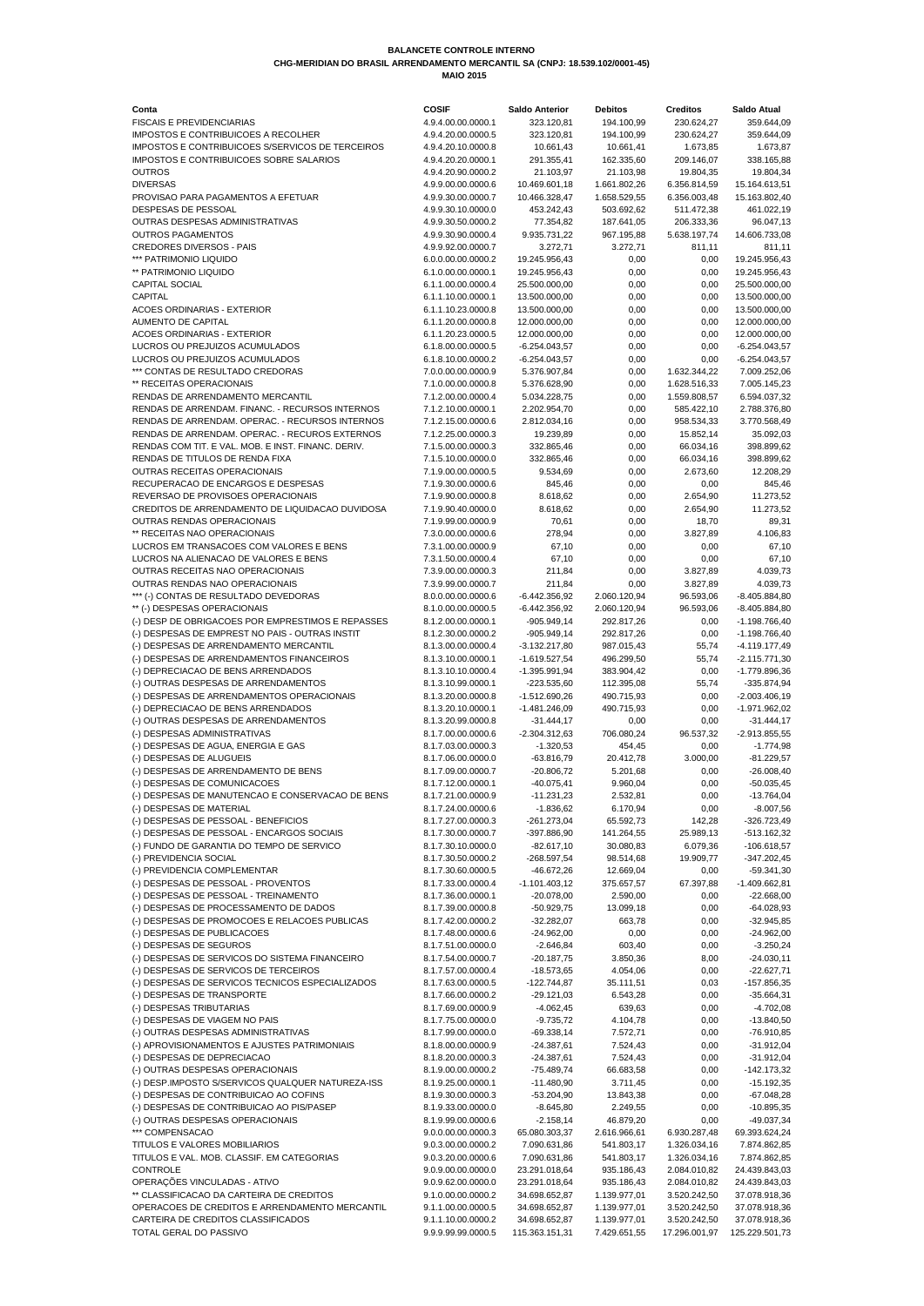**BALANCETE CONTROLE INTERNO**
**CHG-MERIDIAN DO BRASIL ARRENDAMENTO MERCANTIL SA (CNPJ: 18.539.102/0001-45)**
**MAIO 2015**

| Conta | COSIF | Saldo Anterior | Debitos | Creditos | Saldo Atual |
|---|---|---|---|---|---|
| FISCAIS E PREVIDENCIARIAS | 4.9.4.00.00.0000.1 | 323.120,81 | 194.100,99 | 230.624,27 | 359.644,09 |
| IMPOSTOS E CONTRIBUICOES A RECOLHER | 4.9.4.20.00.0000.5 | 323.120,81 | 194.100,99 | 230.624,27 | 359.644,09 |
| IMPOSTOS E CONTRIBUICOES S/SERVICOS DE TERCEIROS | 4.9.4.20.10.0000.8 | 10.661,43 | 10.661,41 | 1.673,85 | 1.673,87 |
| IMPOSTOS E CONTRIBUICOES SOBRE SALARIOS | 4.9.4.20.20.0000.1 | 291.355,41 | 162.335,60 | 209.146,07 | 338.165,88 |
| OUTROS | 4.9.4.20.90.0000.2 | 21.103,97 | 21.103,98 | 19.804,35 | 19.804,34 |
| DIVERSAS | 4.9.9.00.00.0000.6 | 10.469.601,18 | 1.661.802,26 | 6.356.814,59 | 15.164.613,51 |
| PROVISAO PARA PAGAMENTOS A EFETUAR | 4.9.9.30.00.0000.7 | 10.466.328,47 | 1.658.529,55 | 6.356.003,48 | 15.163.802,40 |
| DESPESAS DE PESSOAL | 4.9.9.30.10.0000.0 | 453.242,43 | 503.692,62 | 511.472,38 | 461.022,19 |
| OUTRAS DESPESAS ADMINISTRATIVAS | 4.9.9.30.50.0000.2 | 77.354,82 | 187.641,05 | 206.333,36 | 96.047,13 |
| OUTROS PAGAMENTOS | 4.9.9.30.90.0000.4 | 9.935.731,22 | 967.195,88 | 5.638.197,74 | 14.606.733,08 |
| CREDORES DIVERSOS - PAIS | 4.9.9.92.00.0000.7 | 3.272,71 | 3.272,71 | 811,11 | 811,11 |
| *** PATRIMONIO LIQUIDO | 6.0.0.00.00.0000.2 | 19.245.956,43 | 0,00 | 0,00 | 19.245.956,43 |
| ** PATRIMONIO LIQUIDO | 6.1.0.00.00.0000.1 | 19.245.956,43 | 0,00 | 0,00 | 19.245.956,43 |
| CAPITAL SOCIAL | 6.1.1.00.00.0000.4 | 25.500.000,00 | 0,00 | 0,00 | 25.500.000,00 |
| CAPITAL | 6.1.1.10.00.0000.1 | 13.500.000,00 | 0,00 | 0,00 | 13.500.000,00 |
| ACOES ORDINARIAS - EXTERIOR | 6.1.1.10.23.0000.8 | 13.500.000,00 | 0,00 | 0,00 | 13.500.000,00 |
| AUMENTO DE CAPITAL | 6.1.1.20.00.0000.8 | 12.000.000,00 | 0,00 | 0,00 | 12.000.000,00 |
| ACOES ORDINARIAS - EXTERIOR | 6.1.1.20.23.0000.5 | 12.000.000,00 | 0,00 | 0,00 | 12.000.000,00 |
| LUCROS OU PREJUIZOS ACUMULADOS | 6.1.8.00.00.0000.5 | -6.254.043,57 | 0,00 | 0,00 | -6.254.043,57 |
| LUCROS OU PREJUIZOS ACUMULADOS | 6.1.8.10.00.0000.2 | -6.254.043,57 | 0,00 | 0,00 | -6.254.043,57 |
| *** CONTAS DE RESULTADO CREDORAS | 7.0.0.00.00.0000.9 | 5.376.907,84 | 0,00 | 1.632.344,22 | 7.009.252,06 |
| ** RECEITAS OPERACIONAIS | 7.1.0.00.00.0000.8 | 5.376.628,90 | 0,00 | 1.628.516,33 | 7.005.145,23 |
| RENDAS DE ARRENDAMENTO MERCANTIL | 7.1.2.00.00.0000.4 | 5.034.228,75 | 0,00 | 1.559.808,57 | 6.594.037,32 |
| RENDAS DE ARRENDAM. FINANC. - RECURSOS INTERNOS | 7.1.2.10.00.0000.1 | 2.202.954,70 | 0,00 | 585.422,10 | 2.788.376,80 |
| RENDAS DE ARRENDAM. OPERAC. - RECURSOS INTERNOS | 7.1.2.15.00.0000.6 | 2.812.034,16 | 0,00 | 958.534,33 | 3.770.568,49 |
| RENDAS DE ARRENDAM. OPERAC. - RECUROS EXTERNOS | 7.1.2.25.00.0000.3 | 19.239,89 | 0,00 | 15.852,14 | 35.092,03 |
| RENDAS COM TIT. E VAL. MOB. E INST. FINANC. DERIV. | 7.1.5.00.00.0000.3 | 332.865,46 | 0,00 | 66.034,16 | 398.899,62 |
| RENDAS DE TITULOS DE RENDA FIXA | 7.1.5.10.00.0000.0 | 332.865,46 | 0,00 | 66.034,16 | 398.899,62 |
| OUTRAS RECEITAS OPERACIONAIS | 7.1.9.00.00.0000.5 | 9.534,69 | 0,00 | 2.673,60 | 12.208,29 |
| RECUPERACAO DE ENCARGOS E DESPESAS | 7.1.9.30.00.0000.6 | 845,46 | 0,00 | 0,00 | 845,46 |
| REVERSAO DE PROVISOES OPERACIONAIS | 7.1.9.90.00.0000.8 | 8.618,62 | 0,00 | 2.654,90 | 11.273,52 |
| CREDITOS DE ARRENDAMENTO DE LIQUIDACAO DUVIDOSA | 7.1.9.90.40.0000.0 | 8.618,62 | 0,00 | 2.654,90 | 11.273,52 |
| OUTRAS RENDAS OPERACIONAIS | 7.1.9.99.00.0000.9 | 70,61 | 0,00 | 18,70 | 89,31 |
| ** RECEITAS NAO OPERACIONAIS | 7.3.0.00.00.0000.6 | 278,94 | 0,00 | 3.827,89 | 4.106,83 |
| LUCROS EM TRANSACOES COM VALORES E BENS | 7.3.1.00.00.0000.9 | 67,10 | 0,00 | 0,00 | 67,10 |
| LUCROS NA ALIENACAO DE VALORES E BENS | 7.3.1.50.00.0000.4 | 67,10 | 0,00 | 0,00 | 67,10 |
| OUTRAS RECEITAS NAO OPERACIONAIS | 7.3.9.00.00.0000.3 | 211,84 | 0,00 | 3.827,89 | 4.039,73 |
| OUTRAS RENDAS NAO OPERACIONAIS | 7.3.9.99.00.0000.7 | 211,84 | 0,00 | 3.827,89 | 4.039,73 |
| *** (-) CONTAS DE RESULTADO DEVEDORAS | 8.0.0.00.00.0000.6 | -6.442.356,92 | 2.060.120,94 | 96.593,06 | -8.405.884,80 |
| ** (-) DESPESAS OPERACIONAIS | 8.1.0.00.00.0000.5 | -6.442.356,92 | 2.060.120,94 | 96.593,06 | -8.405.884,80 |
| (-) DESP DE OBRIGACOES POR EMPRESTIMOS E REPASSES | 8.1.2.00.00.0000.1 | -905.949,14 | 292.817,26 | 0,00 | -1.198.766,40 |
| (-) DESPESAS DE EMPREST NO PAIS - OUTRAS INSTIT | 8.1.2.30.00.0000.2 | -905.949,14 | 292.817,26 | 0,00 | -1.198.766,40 |
| (-) DESPESAS DE ARRENDAMENTO MERCANTIL | 8.1.3.00.00.0000.4 | -3.132.217,80 | 987.015,43 | 55,74 | -4.119.177,49 |
| (-) DESPESAS DE ARRENDAMENTOS FINANCEIROS | 8.1.3.10.00.0000.1 | -1.619.527,54 | 496.299,50 | 55,74 | -2.115.771,30 |
| (-) DEPRECIACAO DE BENS ARRENDADOS | 8.1.3.10.10.0000.4 | -1.395.991,94 | 383.904,42 | 0,00 | -1.779.896,36 |
| (-) OUTRAS DESPESAS DE ARRENDAMENTOS | 8.1.3.10.99.0000.1 | -223.535,60 | 112.395,08 | 55,74 | -335.874,94 |
| (-) DESPESAS DE ARRENDAMENTOS OPERACIONAIS | 8.1.3.20.00.0000.8 | -1.512.690,26 | 490.715,93 | 0,00 | -2.003.406,19 |
| (-) DEPRECIACAO DE BENS ARRENDADOS | 8.1.3.20.10.0000.1 | -1.481.246,09 | 490.715,93 | 0,00 | -1.971.962,02 |
| (-) OUTRAS DESPESAS DE ARRENDAMENTOS | 8.1.3.20.99.0000.8 | -31.444,17 | 0,00 | 0,00 | -31.444,17 |
| (-) DESPESAS ADMINISTRATIVAS | 8.1.7.00.00.0000.6 | -2.304.312,63 | 706.080,24 | 96.537,32 | -2.913.855,55 |
| (-) DESPESAS DE AGUA, ENERGIA E GAS | 8.1.7.03.00.0000.3 | -1.320,53 | 454,45 | 0,00 | -1.774,98 |
| (-) DESPESAS DE ALUGUEIS | 8.1.7.06.00.0000.0 | -63.816,79 | 20.412,78 | 3.000,00 | -81.229,57 |
| (-) DESPESAS DE ARRENDAMENTO DE BENS | 8.1.7.09.00.0000.7 | -20.806,72 | 5.201,68 | 0,00 | -26.008,40 |
| (-) DESPESAS DE COMUNICACOES | 8.1.7.12.00.0000.1 | -40.075,41 | 9.960,04 | 0,00 | -50.035,45 |
| (-) DESPESAS DE MANUTENCAO E CONSERVACAO DE BENS | 8.1.7.21.00.0000.9 | -11.231,23 | 2.532,81 | 0,00 | -13.764,04 |
| (-) DESPESAS DE MATERIAL | 8.1.7.24.00.0000.6 | -1.836,62 | 6.170,94 | 0,00 | -8.007,56 |
| (-) DESPESAS DE PESSOAL - BENEFICIOS | 8.1.7.27.00.0000.3 | -261.273,04 | 65.592,73 | 142,28 | -326.723,49 |
| (-) DESPESAS DE PESSOAL - ENCARGOS SOCIAIS | 8.1.7.30.00.0000.7 | -397.886,90 | 141.264,55 | 25.989,13 | -513.162,32 |
| (-) FUNDO DE GARANTIA DO TEMPO DE SERVICO | 8.1.7.30.10.0000.0 | -82.617,10 | 30.080,83 | 6.079,36 | -106.618,57 |
| (-) PREVIDENCIA SOCIAL | 8.1.7.30.50.0000.2 | -268.597,54 | 98.514,68 | 19.909,77 | -347.202,45 |
| (-) PREVIDENCIA COMPLEMENTAR | 8.1.7.30.60.0000.5 | -46.672,26 | 12.669,04 | 0,00 | -59.341,30 |
| (-) DESPESAS DE PESSOAL - PROVENTOS | 8.1.7.33.00.0000.4 | -1.101.403,12 | 375.657,57 | 67.397,88 | -1.409.662,81 |
| (-) DESPESAS DE PESSOAL - TREINAMENTO | 8.1.7.36.00.0000.1 | -20.078,00 | 2.590,00 | 0,00 | -22.668,00 |
| (-) DESPESAS DE PROCESSAMENTO DE DADOS | 8.1.7.39.00.0000.8 | -50.929,75 | 13.099,18 | 0,00 | -64.028,93 |
| (-) DESPESAS DE PROMOCOES E RELACOES PUBLICAS | 8.1.7.42.00.0000.2 | -32.282,07 | 663,78 | 0,00 | -32.945,85 |
| (-) DESPESAS DE PUBLICACOES | 8.1.7.48.00.0000.6 | -24.962,00 | 0,00 | 0,00 | -24.962,00 |
| (-) DESPESAS DE SEGUROS | 8.1.7.51.00.0000.0 | -2.646,84 | 603,40 | 0,00 | -3.250,24 |
| (-) DESPESAS DE SERVICOS DO SISTEMA FINANCEIRO | 8.1.7.54.00.0000.7 | -20.187,75 | 3.850,36 | 8,00 | -24.030,11 |
| (-) DESPESAS DE SERVICOS DE TERCEIROS | 8.1.7.57.00.0000.4 | -18.573,65 | 4.054,06 | 0,00 | -22.627,71 |
| (-) DESPESAS DE SERVICOS TECNICOS ESPECIALIZADOS | 8.1.7.63.00.0000.5 | -122.744,87 | 35.111,51 | 0,03 | -157.856,35 |
| (-) DESPESAS DE TRANSPORTE | 8.1.7.66.00.0000.2 | -29.121,03 | 6.543,28 | 0,00 | -35.664,31 |
| (-) DESPESAS TRIBUTARIAS | 8.1.7.69.00.0000.9 | -4.062,45 | 639,63 | 0,00 | -4.702,08 |
| (-) DESPESAS DE VIAGEM NO PAIS | 8.1.7.75.00.0000.0 | -9.735,72 | 4.104,78 | 0,00 | -13.840,50 |
| (-) OUTRAS DESPESAS ADMINISTRATIVAS | 8.1.7.99.00.0000.0 | -69.338,14 | 7.572,71 | 0,00 | -76.910,85 |
| (-) APROVISIONAMENTOS E AJUSTES PATRIMONIAIS | 8.1.8.00.00.0000.9 | -24.387,61 | 7.524,43 | 0,00 | -31.912,04 |
| (-) DESPESAS DE DEPRECIACAO | 8.1.8.20.00.0000.3 | -24.387,61 | 7.524,43 | 0,00 | -31.912,04 |
| (-) OUTRAS DESPESAS OPERACIONAIS | 8.1.9.00.00.0000.2 | -75.489,74 | 66.683,58 | 0,00 | -142.173,32 |
| (-) DESP.IMPOSTO S/SERVICOS QUALQUER NATUREZA-ISS | 8.1.9.25.00.0000.1 | -11.480,90 | 3.711,45 | 0,00 | -15.192,35 |
| (-) DESPESAS DE CONTRIBUICAO AO COFINS | 8.1.9.30.00.0000.3 | -53.204,90 | 13.843,38 | 0,00 | -67.048,28 |
| (-) DESPESAS DE CONTRIBUICAO AO PIS/PASEP | 8.1.9.33.00.0000.0 | -8.645,80 | 2.249,55 | 0,00 | -10.895,35 |
| (-) OUTRAS DESPESAS OPERACIONAIS | 8.1.9.99.00.0000.6 | -2.158,14 | 46.879,20 | 0,00 | -49.037,34 |
| *** COMPENSACAO | 9.0.0.00.00.0000.3 | 65.080.303,37 | 2.616.966,61 | 6.930.287,48 | 69.393.624,24 |
| TITULOS E VALORES MOBILIARIOS | 9.0.3.00.00.0000.2 | 7.090.631,86 | 541.803,17 | 1.326.034,16 | 7.874.862,85 |
| TITULOS E VAL. MOB. CLASSIF. EM CATEGORIAS | 9.0.3.20.00.0000.6 | 7.090.631,86 | 541.803,17 | 1.326.034,16 | 7.874.862,85 |
| CONTROLE | 9.0.9.00.00.0000.0 | 23.291.018,64 | 935.186,43 | 2.084.010,82 | 24.439.843,03 |
| OPERAÇÕES VINCULADAS - ATIVO | 9.0.9.62.00.0000.0 | 23.291.018,64 | 935.186,43 | 2.084.010,82 | 24.439.843,03 |
| ** CLASSIFICACAO DA CARTEIRA DE CREDITOS | 9.1.0.00.00.0000.2 | 34.698.652,87 | 1.139.977,01 | 3.520.242,50 | 37.078.918,36 |
| OPERACOES DE CREDITOS E ARRENDAMENTO MERCANTIL | 9.1.1.00.00.0000.5 | 34.698.652,87 | 1.139.977,01 | 3.520.242,50 | 37.078.918,36 |
| CARTEIRA DE CREDITOS CLASSIFICADOS | 9.1.1.10.00.0000.2 | 34.698.652,87 | 1.139.977,01 | 3.520.242,50 | 37.078.918,36 |
| TOTAL GERAL DO PASSIVO | 9.9.9.99.99.0000.5 | 115.363.151,31 | 7.429.651,55 | 17.296.001,97 | 125.229.501,73 |